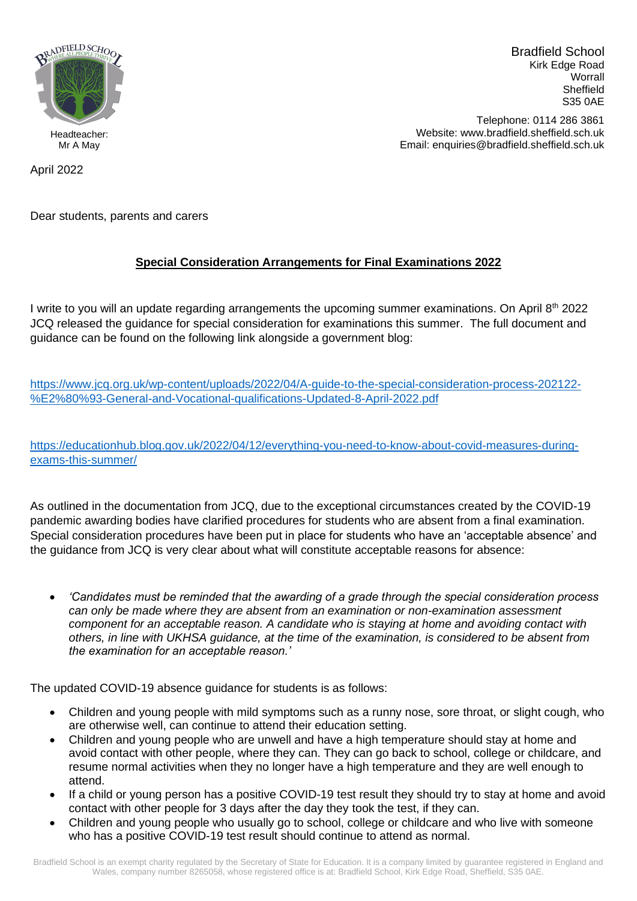Headteacher:
Mr A May

Bradfield School
Kirk Edge Road
Worrall
Sheffield
S35 0AE

Telephone: 0114 286 3861
Website: www.bradfield.sheffield.sch.uk
Email: enquiries@bradfield.sheffield.sch.uk

April 2022

Dear students, parents and carers

**Special Consideration Arrangements for Final Examinations 2022**

I write to you will an update regarding arrangements the upcoming summer examinations. On April 8th 2022 JCQ released the guidance for special consideration for examinations this summer. The full document and guidance can be found on the following link alongside a government blog:

https://www.jcq.org.uk/wp-content/uploads/2022/04/A-guide-to-the-special-consideration-process-202122-%E2%80%93-General-and-Vocational-qualifications-Updated-8-April-2022.pdf

https://educationhub.blog.gov.uk/2022/04/12/everything-you-need-to-know-about-covid-measures-during-exams-this-summer/

As outlined in the documentation from JCQ, due to the exceptional circumstances created by the COVID-19 pandemic awarding bodies have clarified procedures for students who are absent from a final examination. Special consideration procedures have been put in place for students who have an 'acceptable absence' and the guidance from JCQ is very clear about what will constitute acceptable reasons for absence:

- *'Candidates must be reminded that the awarding of a grade through the special consideration process can only be made where they are absent from an examination or non-examination assessment component for an acceptable reason. A candidate who is staying at home and avoiding contact with others, in line with UKHSA guidance, at the time of the examination, is considered to be absent from the examination for an acceptable reason.'*

The updated COVID-19 absence guidance for students is as follows:

- Children and young people with mild symptoms such as a runny nose, sore throat, or slight cough, who are otherwise well, can continue to attend their education setting.
- Children and young people who are unwell and have a high temperature should stay at home and avoid contact with other people, where they can. They can go back to school, college or childcare, and resume normal activities when they no longer have a high temperature and they are well enough to attend.
- If a child or young person has a positive COVID-19 test result they should try to stay at home and avoid contact with other people for 3 days after the day they took the test, if they can.
- Children and young people who usually go to school, college or childcare and who live with someone who has a positive COVID-19 test result should continue to attend as normal.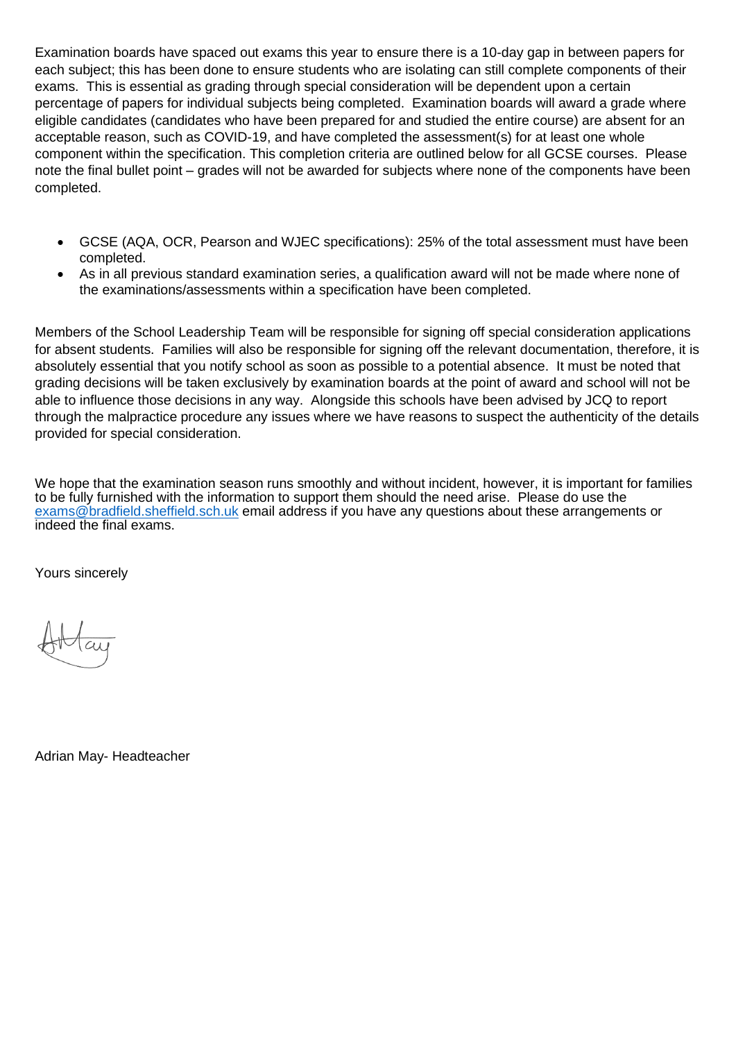Examination boards have spaced out exams this year to ensure there is a 10-day gap in between papers for each subject; this has been done to ensure students who are isolating can still complete components of their exams. This is essential as grading through special consideration will be dependent upon a certain percentage of papers for individual subjects being completed. Examination boards will award a grade where eligible candidates (candidates who have been prepared for and studied the entire course) are absent for an acceptable reason, such as COVID-19, and have completed the assessment(s) for at least one whole component within the specification. This completion criteria are outlined below for all GCSE courses. Please note the final bullet point – grades will not be awarded for subjects where none of the components have been completed.

- GCSE (AQA, OCR, Pearson and WJEC specifications): 25% of the total assessment must have been completed.
- As in all previous standard examination series, a qualification award will not be made where none of the examinations/assessments within a specification have been completed.

Members of the School Leadership Team will be responsible for signing off special consideration applications for absent students. Families will also be responsible for signing off the relevant documentation, therefore, it is absolutely essential that you notify school as soon as possible to a potential absence. It must be noted that grading decisions will be taken exclusively by examination boards at the point of award and school will not be able to influence those decisions in any way. Alongside this schools have been advised by JCQ to report through the malpractice procedure any issues where we have reasons to suspect the authenticity of the details provided for special consideration.

We hope that the examination season runs smoothly and without incident, however, it is important for families to be fully furnished with the information to support them should the need arise. Please do use the exams@bradfield.sheffield.sch.uk email address if you have any questions about these arrangements or indeed the final exams.

Yours sincerely

Adrian May- Headteacher